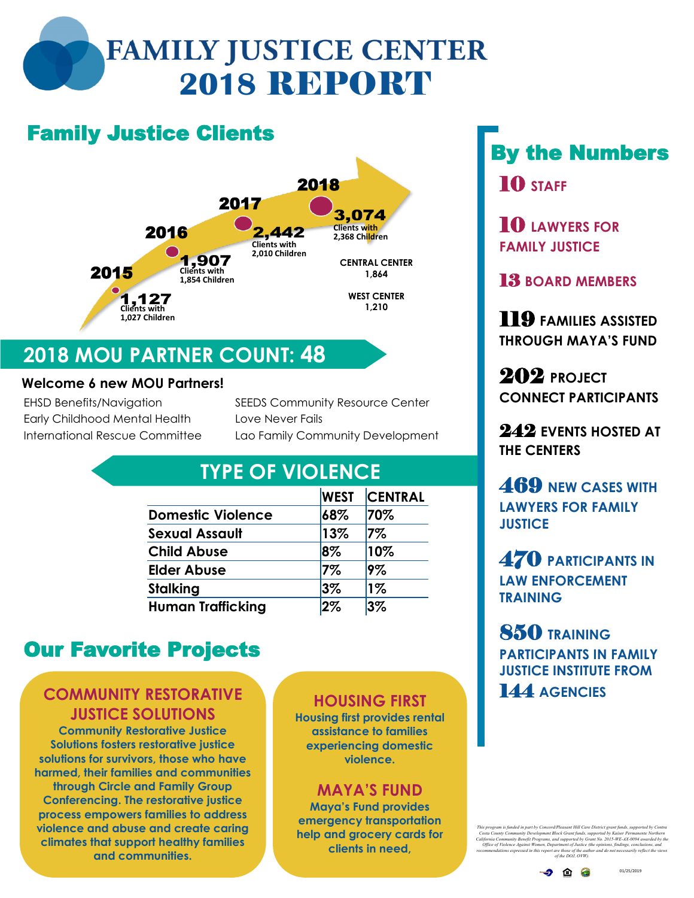# FAMILY JUSTICE CENTER 2018 REPORT

## Family Justice Clients

- **2015** — 1,127 Clients with 1,027 Children
- **2016** — 1,907 Clients with 1,854 Children
- **2017** — 2,442 Clients with 2,010 Children
- **2018** — 3,074 Clients with 2,368 Children

CENTRAL CENTER 1,864

WEST CENTER 1,210

## 2018 MOU PARTNER COUNT: 48

### Welcome 6 new MOU Partners!

- EHSD Benefits/Navigation
- Early Childhood Mental Health
- International Rescue Committee
- SEEDS Community Resource Center
- Love Never Fails
- Lao Family Community Development

## TYPE OF VIOLENCE

| | WEST | CENTRAL |
|---|---|---|
| Domestic Violence | 68% | 70% |
| Sexual Assault | 13% | 7% |
| Child Abuse | 8% | 10% |
| Elder Abuse | 7% | 9% |
| Stalking | 3% | 1% |
| Human Trafficking | 2% | 3% |

## Our Favorite Projects

### COMMUNITY RESTORATIVE JUSTICE SOLUTIONS

Community Restorative Justice Solutions fosters restorative justice solutions for survivors, those who have harmed, their families and communities through Circle and Family Group Conferencing. The restorative justice process empowers families to address violence and abuse and create caring climates that support healthy families and communities.

### HOUSING FIRST

Housing first provides rental assistance to families experiencing domestic violence.

### MAYA'S FUND

Maya's Fund provides emergency transportation help and grocery cards for clients in need.

## By the Numbers

- **10** STAFF
- **10** LAWYERS FOR FAMILY JUSTICE
- **13** BOARD MEMBERS
- **119** FAMILIES ASSISTED THROUGH MAYA'S FUND
- **202** PROJECT CONNECT PARTICIPANTS
- **242** EVENTS HOSTED AT THE CENTERS
- **469** NEW CASES WITH LAWYERS FOR FAMILY JUSTICE
- **470** PARTICIPANTS IN LAW ENFORCEMENT TRAINING
- **850** TRAINING PARTICIPANTS IN FAMILY JUSTICE INSTITUTE FROM **144** AGENCIES

*This program is funded in part by Concord/Pleasant Hill Care District grant funds, supported by Contra Costa County Community Development Block Grant funds, supported by Kaiser Permanente Northern California Community Benefit Programs, and supported by Grant No. 2015-WE-AX-0094 awarded by the Office of Violence Against Women, Department of Justice (the opinions, findings, conclusions, and recommendations expressed in this report are those of the author and do not necessarily reflect the views of the DOJ, OVW).*

01/25/2019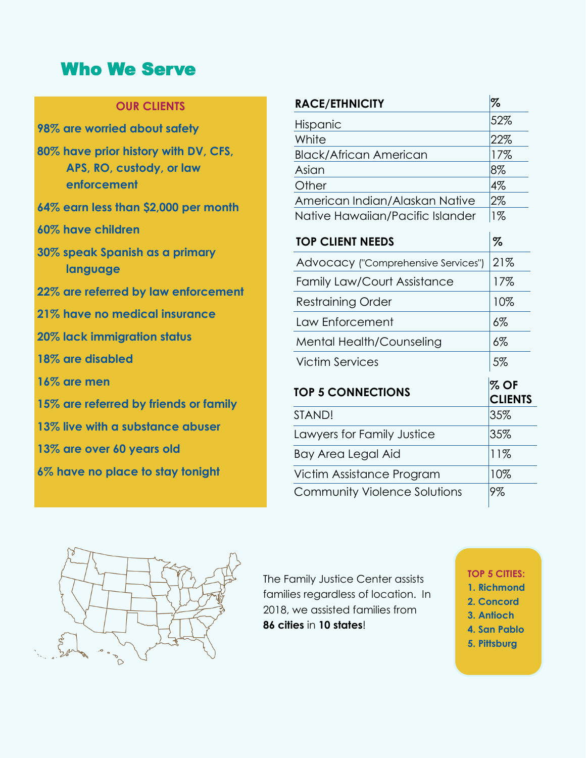# Who We Serve

**OUR CLIENTS**

**98% are worried about safety**

**80% have prior history with DV, CFS, APS, RO, custody, or law enforcement**

**64% earn less than $2,000 per month**

**60% have children**

**30% speak Spanish as a primary language**

**22% are referred by law enforcement**

**21% have no medical insurance**

**20% lack immigration status**

**18% are disabled**

**16% are men**

**15% are referred by friends or family**

**13% live with a substance abuser**

**13% are over 60 years old**

**6% have no place to stay tonight**

| RACE/ETHNICITY | % |
|---|---|
| Hispanic | 52% |
| White | 22% |
| Black/African American | 17% |
| Asian | 8% |
| Other | 4% |
| American Indian/Alaskan Native | 2% |
| Native Hawaiian/Pacific Islander | 1% |

| TOP CLIENT NEEDS | % |
|---|---|
| Advocacy ("Comprehensive Services") | 21% |
| Family Law/Court Assistance | 17% |
| Restraining Order | 10% |
| Law Enforcement | 6% |
| Mental Health/Counseling | 6% |
| Victim Services | 5% |

| TOP 5 CONNECTIONS | % OF CLIENTS |
|---|---|
| STAND! | 35% |
| Lawyers for Family Justice | 35% |
| Bay Area Legal Aid | 11% |
| Victim Assistance Program | 10% |
| Community Violence Solutions | 9% |

The Family Justice Center assists families regardless of location. In 2018, we assisted families from **86 cities** in **10 states**!

**TOP 5 CITIES:**

1. **Richmond**
2. **Concord**
3. **Antioch**
4. **San Pablo**
5. **Pittsburg**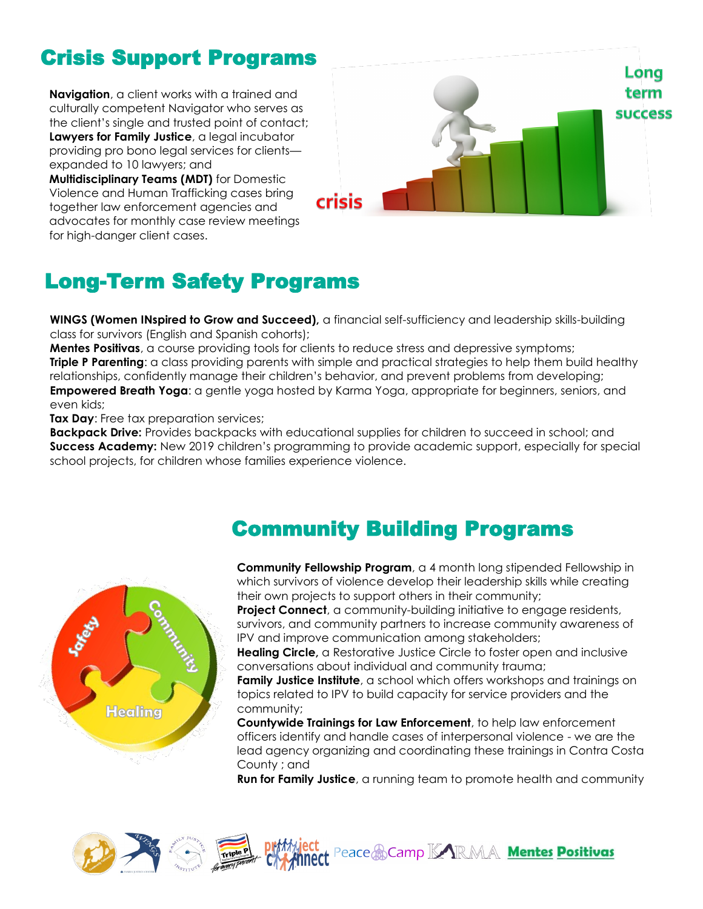## Crisis Support Programs

**Navigation**, a client works with a trained and culturally competent Navigator who serves as the client's single and trusted point of contact;
**Lawyers for Family Justice**, a legal incubator providing pro bono legal services for clients—expanded to 10 lawyers; and
**Multidisciplinary Teams (MDT)** for Domestic Violence and Human Trafficking cases bring together law enforcement agencies and advocates for monthly case review meetings for high-danger client cases.

## Long-Term Safety Programs

**WINGS (Women INspired to Grow and Succeed),** a financial self-sufficiency and leadership skills-building class for survivors (English and Spanish cohorts);
**Mentes Positivas**, a course providing tools for clients to reduce stress and depressive symptoms;
**Triple P Parenting**: a class providing parents with simple and practical strategies to help them build healthy relationships, confidently manage their children's behavior, and prevent problems from developing;
**Empowered Breath Yoga**: a gentle yoga hosted by Karma Yoga, appropriate for beginners, seniors, and even kids;
**Tax Day**: Free tax preparation services;
**Backpack Drive:** Provides backpacks with educational supplies for children to succeed in school; and
**Success Academy:** New 2019 children's programming to provide academic support, especially for special school projects, for children whose families experience violence.

## Community Building Programs

**Community Fellowship Program**, a 4 month long stipended Fellowship in which survivors of violence develop their leadership skills while creating their own projects to support others in their community;
**Project Connect**, a community-building initiative to engage residents, survivors, and community partners to increase community awareness of IPV and improve communication among stakeholders;
**Healing Circle,** a Restorative Justice Circle to foster open and inclusive conversations about individual and community trauma;
**Family Justice Institute**, a school which offers workshops and trainings on topics related to IPV to build capacity for service providers and the community;
**Countywide Trainings for Law Enforcement**, to help law enforcement officers identify and handle cases of interpersonal violence - we are the lead agency organizing and coordinating these trainings in Contra Costa County ; and
**Run for Family Justice**, a running team to promote health and community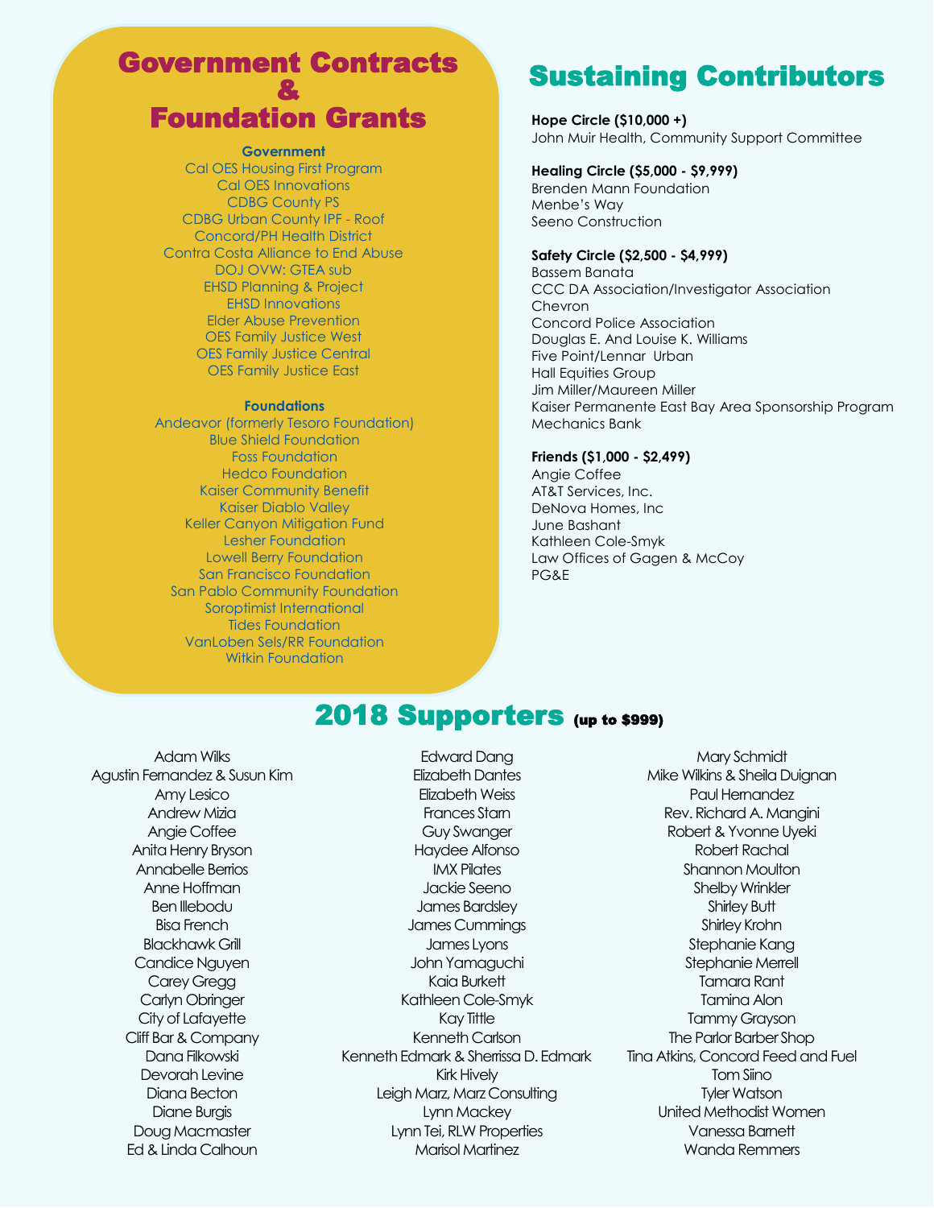# Government Contracts & Foundation Grants

**Government**

Cal OES Housing First Program
Cal OES Innovations
CDBG County PS
CDBG Urban County IPF - Roof
Concord/PH Health District
Contra Costa Alliance to End Abuse
DOJ OVW: GTEA sub
EHSD Planning & Project
EHSD Innovations
Elder Abuse Prevention
OES Family Justice West
OES Family Justice Central
OES Family Justice East

**Foundations**

Andeavor (formerly Tesoro Foundation)
Blue Shield Foundation
Foss Foundation
Hedco Foundation
Kaiser Community Benefit
Kaiser Diablo Valley
Keller Canyon Mitigation Fund
Lesher Foundation
Lowell Berry Foundation
San Francisco Foundation
San Pablo Community Foundation
Soroptimist International
Tides Foundation
VanLoben Sels/RR Foundation
Witkin Foundation

# Sustaining Contributors

**Hope Circle ($10,000 +)**
John Muir Health, Community Support Committee

**Healing Circle ($5,000 - $9,999)**
Brenden Mann Foundation
Menbe's Way
Seeno Construction

**Safety Circle ($2,500 - $4,999)**
Bassem Banata
CCC DA Association/Investigator Association
Chevron
Concord Police Association
Douglas E. And Louise K. Williams
Five Point/Lennar Urban
Hall Equities Group
Jim Miller/Maureen Miller
Kaiser Permanente East Bay Area Sponsorship Program
Mechanics Bank

**Friends ($1,000 - $2,499)**
Angie Coffee
AT&T Services, Inc.
DeNova Homes, Inc
June Bashant
Kathleen Cole-Smyk
Law Offices of Gagen & McCoy
PG&E

# 2018 Supporters (up to $999)

Adam Wilks
Agustin Fernandez & Susun Kim
Amy Lesico
Andrew Mizia
Angie Coffee
Anita Henry Bryson
Annabelle Berrios
Anne Hoffman
Ben Illebodu
Bisa French
Blackhawk Grill
Candice Nguyen
Carey Gregg
Carlyn Obringer
City of Lafayette
Cliff Bar & Company
Dana Filkowski
Devorah Levine
Diana Becton
Diane Burgis
Doug Macmaster
Ed & Linda Calhoun
Edward Dang
Elizabeth Dantes
Elizabeth Weiss
Frances Starn
Guy Swanger
Haydee Alfonso
IMX Pilates
Jackie Seeno
James Bardsley
James Cummings
James Lyons
John Yamaguchi
Kaia Burkett
Kathleen Cole-Smyk
Kay Tittle
Kenneth Carlson
Kenneth Edmark & Sherrissa D. Edmark
Kirk Hively
Leigh Marz, Marz Consulting
Lynn Mackey
Lynn Tei, RLW Properties
Marisol Martinez
Mary Schmidt
Mike Wilkins & Sheila Duignan
Paul Hernandez
Rev. Richard A. Mangini
Robert & Yvonne Uyeki
Robert Rachal
Shannon Moulton
Shelby Wrinkler
Shirley Butt
Shirley Krohn
Stephanie Kang
Stephanie Merrell
Tamara Rant
Tamina Alon
Tammy Grayson
The Parlor Barber Shop
Tina Atkins, Concord Feed and Fuel
Tom Siino
Tyler Watson
United Methodist Women
Vanessa Barnett
Wanda Remmers